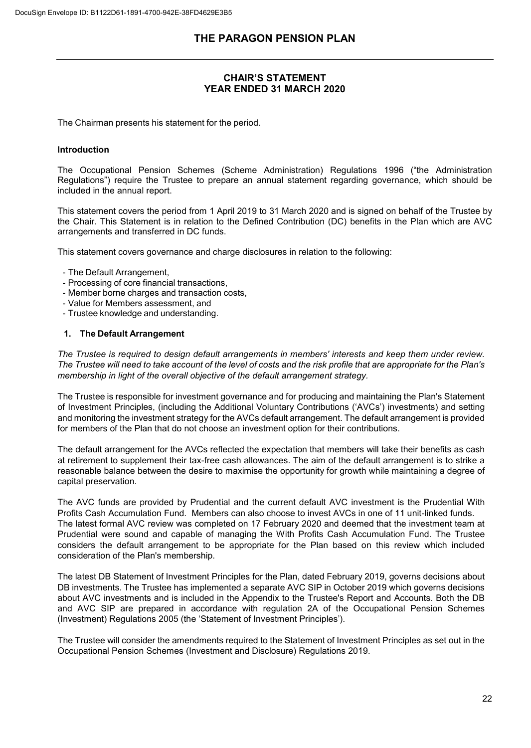# THE PARAGON PENSION PLAN

## CHAIR'S STATEMENT
## YEAR ENDED 31 MARCH 2020

The Chairman presents his statement for the period.

### Introduction

The Occupational Pension Schemes (Scheme Administration) Regulations 1996 ("the Administration Regulations") require the Trustee to prepare an annual statement regarding governance, which should be included in the annual report.

This statement covers the period from 1 April 2019 to 31 March 2020 and is signed on behalf of the Trustee by the Chair. This Statement is in relation to the Defined Contribution (DC) benefits in the Plan which are AVC arrangements and transferred in DC funds.

This statement covers governance and charge disclosures in relation to the following:

- The Default Arrangement,
- Processing of core financial transactions,
- Member borne charges and transaction costs,
- Value for Members assessment, and
- Trustee knowledge and understanding.

### 1. The Default Arrangement

*The Trustee is required to design default arrangements in members' interests and keep them under review. The Trustee will need to take account of the level of costs and the risk profile that are appropriate for the Plan's membership in light of the overall objective of the default arrangement strategy.*

The Trustee is responsible for investment governance and for producing and maintaining the Plan's Statement of Investment Principles, (including the Additional Voluntary Contributions ('AVCs') investments) and setting and monitoring the investment strategy for the AVCs default arrangement. The default arrangement is provided for members of the Plan that do not choose an investment option for their contributions.

The default arrangement for the AVCs reflected the expectation that members will take their benefits as cash at retirement to supplement their tax-free cash allowances. The aim of the default arrangement is to strike a reasonable balance between the desire to maximise the opportunity for growth while maintaining a degree of capital preservation.

The AVC funds are provided by Prudential and the current default AVC investment is the Prudential With Profits Cash Accumulation Fund. Members can also choose to invest AVCs in one of 11 unit-linked funds. The latest formal AVC review was completed on 17 February 2020 and deemed that the investment team at Prudential were sound and capable of managing the With Profits Cash Accumulation Fund. The Trustee considers the default arrangement to be appropriate for the Plan based on this review which included consideration of the Plan's membership.

The latest DB Statement of Investment Principles for the Plan, dated February 2019, governs decisions about DB investments. The Trustee has implemented a separate AVC SIP in October 2019 which governs decisions about AVC investments and is included in the Appendix to the Trustee's Report and Accounts. Both the DB and AVC SIP are prepared in accordance with regulation 2A of the Occupational Pension Schemes (Investment) Regulations 2005 (the 'Statement of Investment Principles').

The Trustee will consider the amendments required to the Statement of Investment Principles as set out in the Occupational Pension Schemes (Investment and Disclosure) Regulations 2019.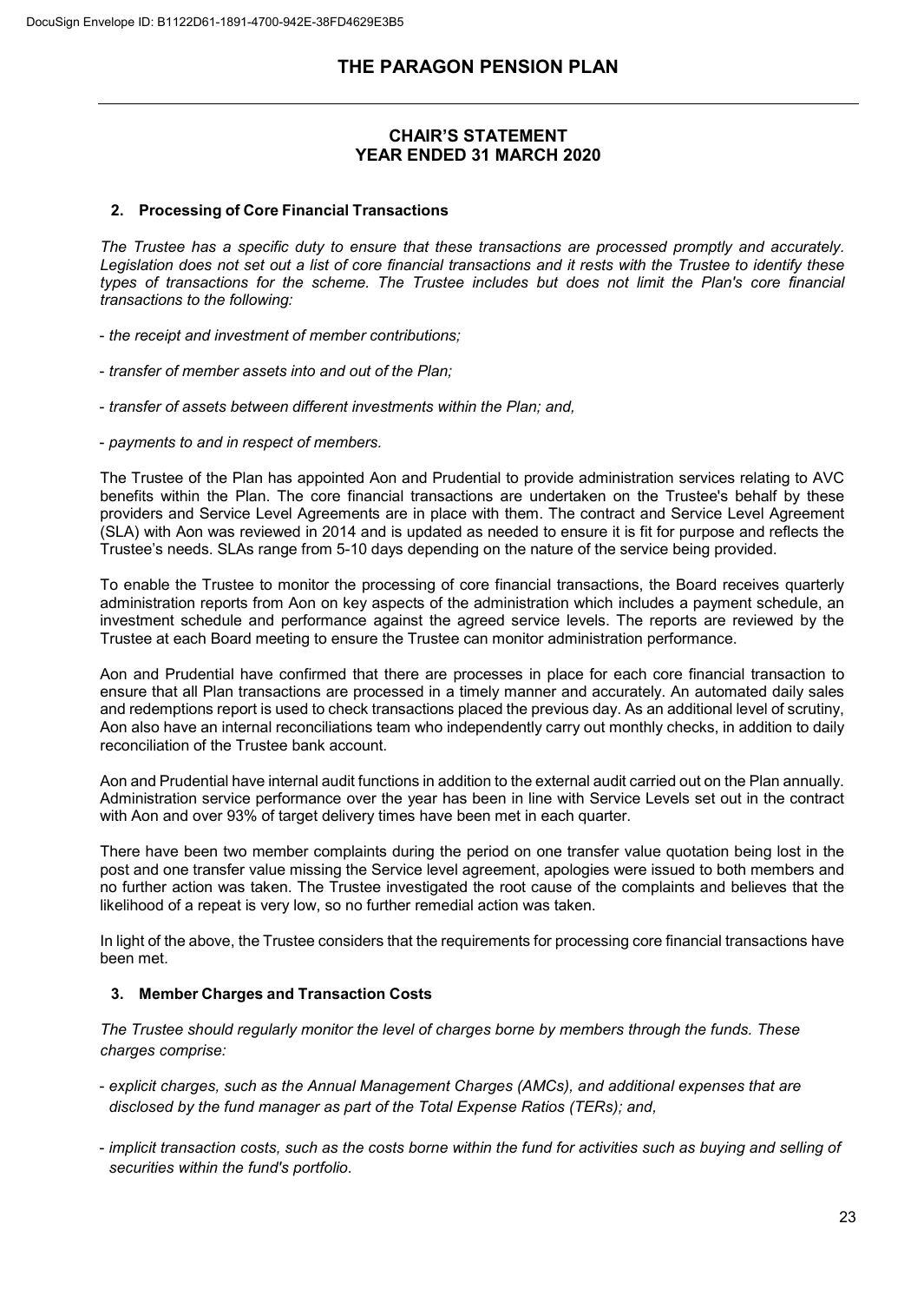## 2. Processing of Core Financial Transactions

*The Trustee has a specific duty to ensure that these transactions are processed promptly and accurately. Legislation does not set out a list of core financial transactions and it rests with the Trustee to identify these types of transactions for the scheme. The Trustee includes but does not limit the Plan's core financial transactions to the following:*

- *the receipt and investment of member contributions;*
- *transfer of member assets into and out of the Plan;*
- *transfer of assets between different investments within the Plan; and,*
- *payments to and in respect of members.*

The Trustee of the Plan has appointed Aon and Prudential to provide administration services relating to AVC benefits within the Plan. The core financial transactions are undertaken on the Trustee's behalf by these providers and Service Level Agreements are in place with them. The contract and Service Level Agreement (SLA) with Aon was reviewed in 2014 and is updated as needed to ensure it is fit for purpose and reflects the Trustee's needs. SLAs range from 5-10 days depending on the nature of the service being provided.

To enable the Trustee to monitor the processing of core financial transactions, the Board receives quarterly administration reports from Aon on key aspects of the administration which includes a payment schedule, an investment schedule and performance against the agreed service levels. The reports are reviewed by the Trustee at each Board meeting to ensure the Trustee can monitor administration performance.

Aon and Prudential have confirmed that there are processes in place for each core financial transaction to ensure that all Plan transactions are processed in a timely manner and accurately. An automated daily sales and redemptions report is used to check transactions placed the previous day. As an additional level of scrutiny, Aon also have an internal reconciliations team who independently carry out monthly checks, in addition to daily reconciliation of the Trustee bank account.

Aon and Prudential have internal audit functions in addition to the external audit carried out on the Plan annually. Administration service performance over the year has been in line with Service Levels set out in the contract with Aon and over 93% of target delivery times have been met in each quarter.

There have been two member complaints during the period on one transfer value quotation being lost in the post and one transfer value missing the Service level agreement, apologies were issued to both members and no further action was taken. The Trustee investigated the root cause of the complaints and believes that the likelihood of a repeat is very low, so no further remedial action was taken.

In light of the above, the Trustee considers that the requirements for processing core financial transactions have been met.

## 3. Member Charges and Transaction Costs

*The Trustee should regularly monitor the level of charges borne by members through the funds. These charges comprise:*

- *explicit charges, such as the Annual Management Charges (AMCs), and additional expenses that are disclosed by the fund manager as part of the Total Expense Ratios (TERs); and,*
- *implicit transaction costs, such as the costs borne within the fund for activities such as buying and selling of securities within the fund's portfolio.*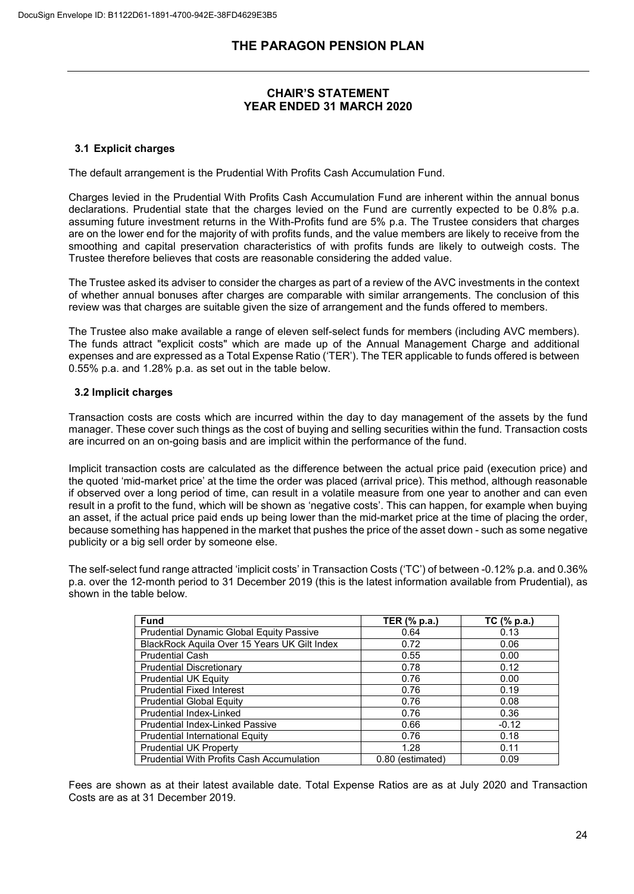# THE PARAGON PENSION PLAN

## CHAIR'S STATEMENT
## YEAR ENDED 31 MARCH 2020

### 3.1 Explicit charges

The default arrangement is the Prudential With Profits Cash Accumulation Fund.

Charges levied in the Prudential With Profits Cash Accumulation Fund are inherent within the annual bonus declarations. Prudential state that the charges levied on the Fund are currently expected to be 0.8% p.a. assuming future investment returns in the With-Profits fund are 5% p.a. The Trustee considers that charges are on the lower end for the majority of with profits funds, and the value members are likely to receive from the smoothing and capital preservation characteristics of with profits funds are likely to outweigh costs. The Trustee therefore believes that costs are reasonable considering the added value.

The Trustee asked its adviser to consider the charges as part of a review of the AVC investments in the context of whether annual bonuses after charges are comparable with similar arrangements. The conclusion of this review was that charges are suitable given the size of arrangement and the funds offered to members.

The Trustee also make available a range of eleven self-select funds for members (including AVC members). The funds attract "explicit costs" which are made up of the Annual Management Charge and additional expenses and are expressed as a Total Expense Ratio ('TER'). The TER applicable to funds offered is between 0.55% p.a. and 1.28% p.a. as set out in the table below.

### 3.2 Implicit charges

Transaction costs are costs which are incurred within the day to day management of the assets by the fund manager. These cover such things as the cost of buying and selling securities within the fund. Transaction costs are incurred on an on-going basis and are implicit within the performance of the fund.

Implicit transaction costs are calculated as the difference between the actual price paid (execution price) and the quoted 'mid-market price' at the time the order was placed (arrival price). This method, although reasonable if observed over a long period of time, can result in a volatile measure from one year to another and can even result in a profit to the fund, which will be shown as 'negative costs'. This can happen, for example when buying an asset, if the actual price paid ends up being lower than the mid-market price at the time of placing the order, because something has happened in the market that pushes the price of the asset down - such as some negative publicity or a big sell order by someone else.

The self-select fund range attracted 'implicit costs' in Transaction Costs ('TC') of between -0.12% p.a. and 0.36% p.a. over the 12-month period to 31 December 2019 (this is the latest information available from Prudential), as shown in the table below.

| Fund | TER (% p.a.) | TC (% p.a.) |
|---|---|---|
| Prudential Dynamic Global Equity Passive | 0.64 | 0.13 |
| BlackRock Aquila Over 15 Years UK Gilt Index | 0.72 | 0.06 |
| Prudential Cash | 0.55 | 0.00 |
| Prudential Discretionary | 0.78 | 0.12 |
| Prudential UK Equity | 0.76 | 0.00 |
| Prudential Fixed Interest | 0.76 | 0.19 |
| Prudential Global Equity | 0.76 | 0.08 |
| Prudential Index-Linked | 0.76 | 0.36 |
| Prudential Index-Linked Passive | 0.66 | -0.12 |
| Prudential International Equity | 0.76 | 0.18 |
| Prudential UK Property | 1.28 | 0.11 |
| Prudential With Profits Cash Accumulation | 0.80 (estimated) | 0.09 |

Fees are shown as at their latest available date. Total Expense Ratios are as at July 2020 and Transaction Costs are as at 31 December 2019.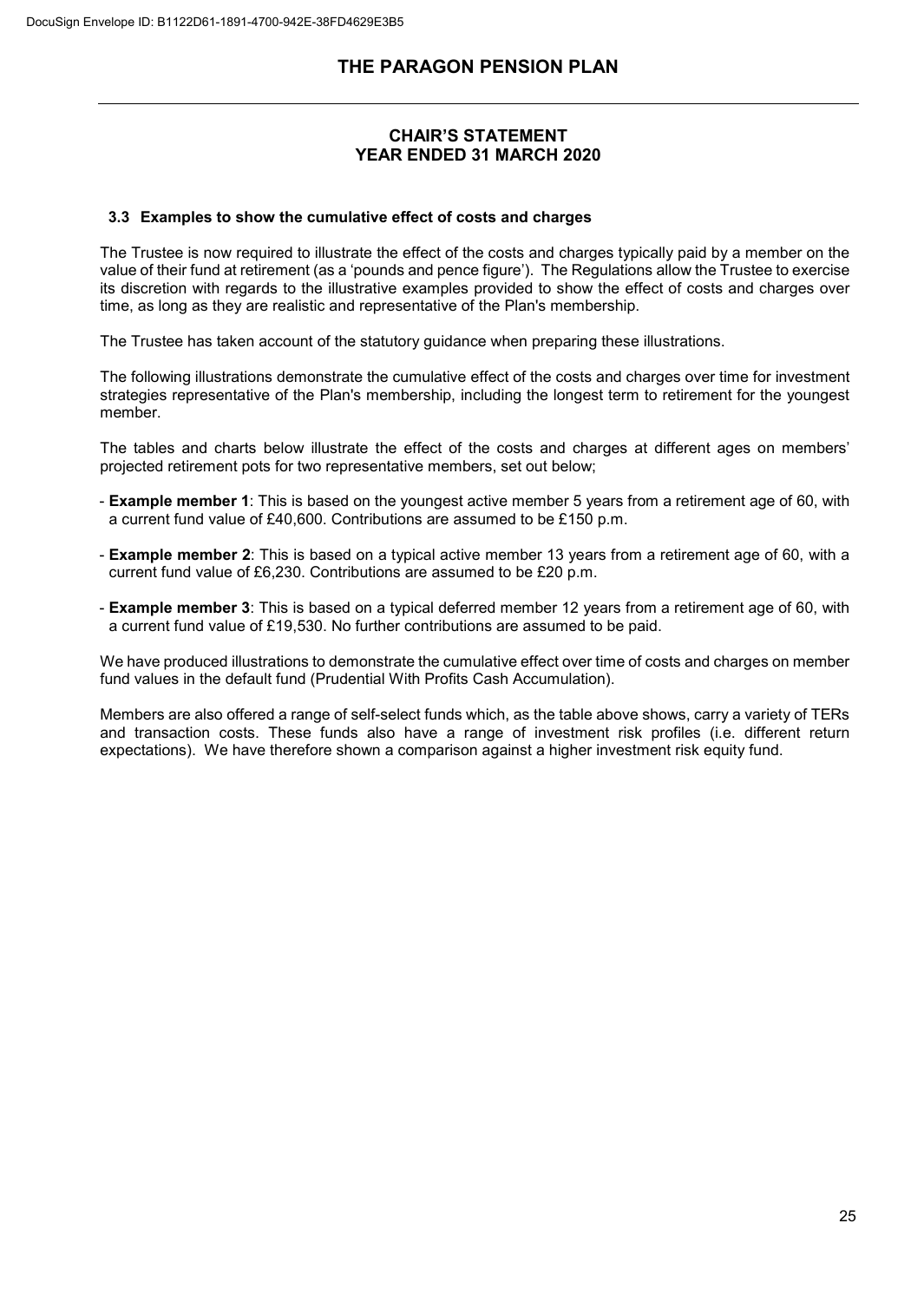## CHAIR'S STATEMENT
## YEAR ENDED 31 MARCH 2020

### 3.3 Examples to show the cumulative effect of costs and charges

The Trustee is now required to illustrate the effect of the costs and charges typically paid by a member on the value of their fund at retirement (as a 'pounds and pence figure'). The Regulations allow the Trustee to exercise its discretion with regards to the illustrative examples provided to show the effect of costs and charges over time, as long as they are realistic and representative of the Plan's membership.

The Trustee has taken account of the statutory guidance when preparing these illustrations.

The following illustrations demonstrate the cumulative effect of the costs and charges over time for investment strategies representative of the Plan's membership, including the longest term to retirement for the youngest member.

The tables and charts below illustrate the effect of the costs and charges at different ages on members' projected retirement pots for two representative members, set out below;

- **Example member 1**: This is based on the youngest active member 5 years from a retirement age of 60, with a current fund value of £40,600. Contributions are assumed to be £150 p.m.
- **Example member 2**: This is based on a typical active member 13 years from a retirement age of 60, with a current fund value of £6,230. Contributions are assumed to be £20 p.m.
- **Example member 3**: This is based on a typical deferred member 12 years from a retirement age of 60, with a current fund value of £19,530. No further contributions are assumed to be paid.

We have produced illustrations to demonstrate the cumulative effect over time of costs and charges on member fund values in the default fund (Prudential With Profits Cash Accumulation).

Members are also offered a range of self-select funds which, as the table above shows, carry a variety of TERs and transaction costs. These funds also have a range of investment risk profiles (i.e. different return expectations). We have therefore shown a comparison against a higher investment risk equity fund.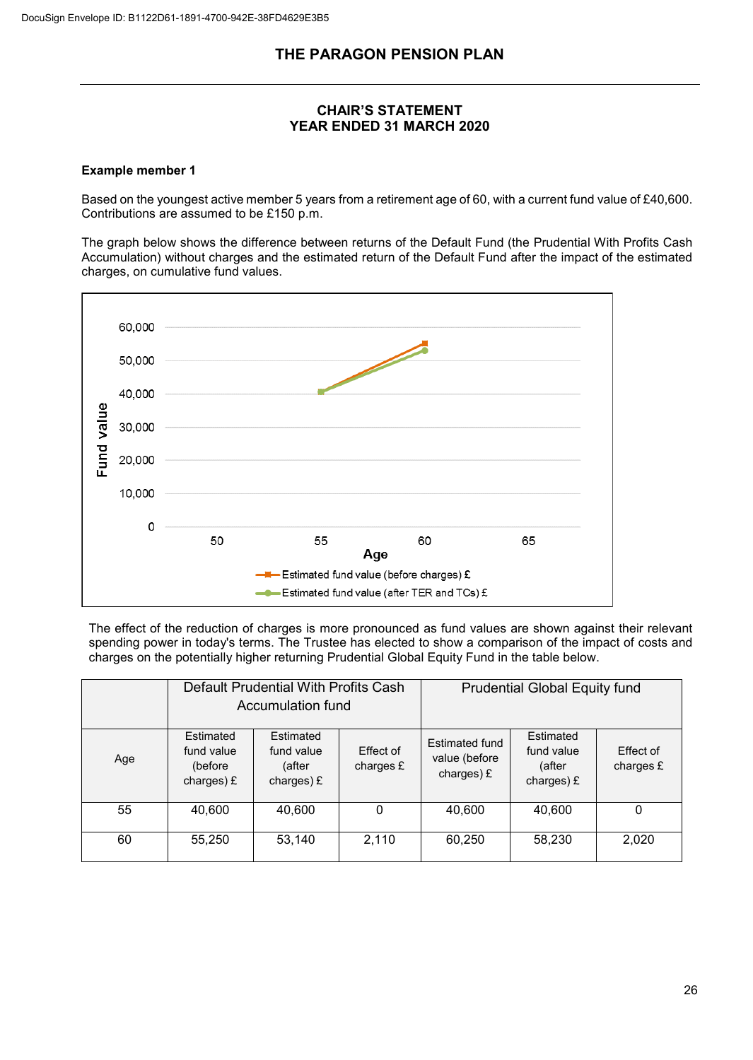# THE PARAGON PENSION PLAN

## CHAIR'S STATEMENT
## YEAR ENDED 31 MARCH 2020

**Example member 1**

Based on the youngest active member 5 years from a retirement age of 60, with a current fund value of £40,600. Contributions are assumed to be £150 p.m.

The graph below shows the difference between returns of the Default Fund (the Prudential With Profits Cash Accumulation) without charges and the estimated return of the Default Fund after the impact of the estimated charges, on cumulative fund values.

The effect of the reduction of charges is more pronounced as fund values are shown against their relevant spending power in today's terms. The Trustee has elected to show a comparison of the impact of costs and charges on the potentially higher returning Prudential Global Equity Fund in the table below.

| | Default Prudential With Profits Cash Accumulation fund | | | Prudential Global Equity fund | | |
|---|---|---|---|---|---|---|
| Age | Estimated fund value (before charges) £ | Estimated fund value (after charges) £ | Effect of charges £ | Estimated fund value (before charges) £ | Estimated fund value (after charges) £ | Effect of charges £ |
| 55 | 40,600 | 40,600 | 0 | 40,600 | 40,600 | 0 |
| 60 | 55,250 | 53,140 | 2,110 | 60,250 | 58,230 | 2,020 |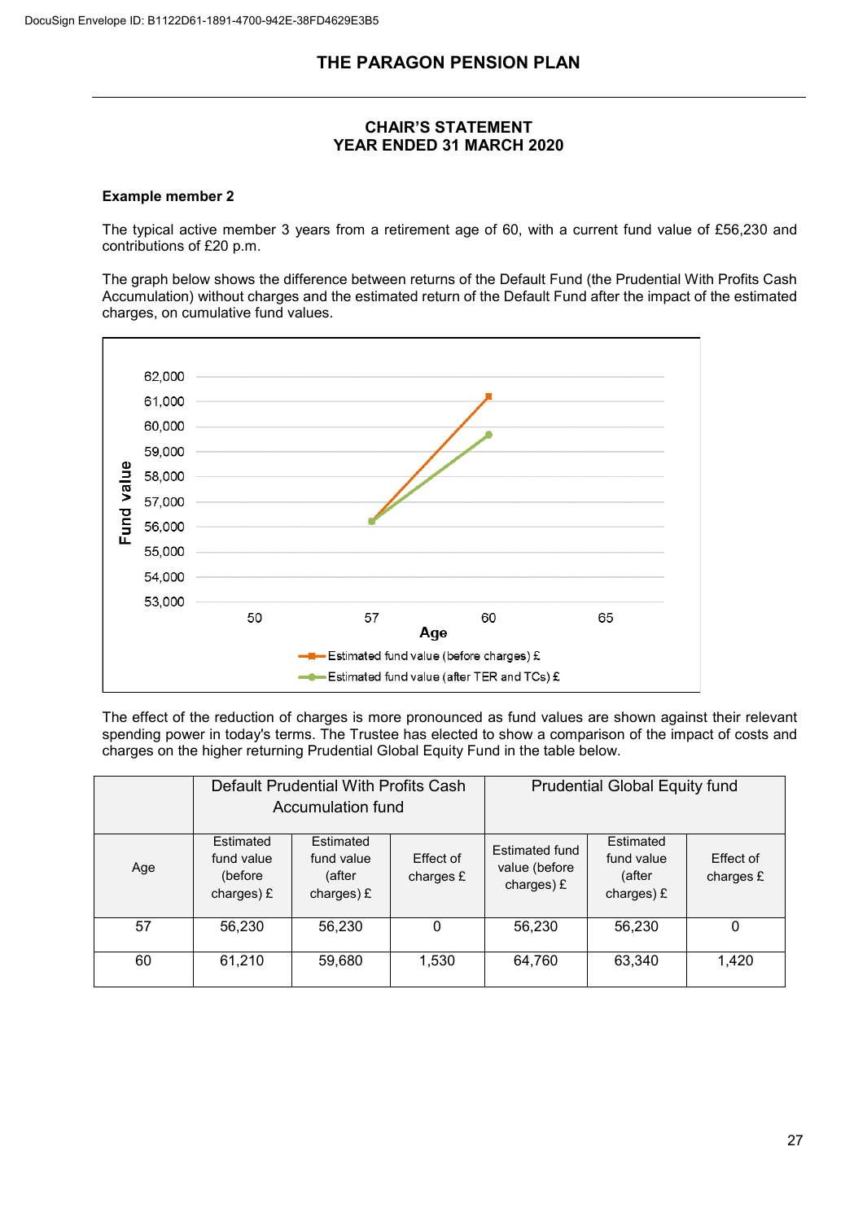## THE PARAGON PENSION PLAN

### CHAIR'S STATEMENT
### YEAR ENDED 31 MARCH 2020

**Example member 2**

The typical active member 3 years from a retirement age of 60, with a current fund value of £56,230 and contributions of £20 p.m.

The graph below shows the difference between returns of the Default Fund (the Prudential With Profits Cash Accumulation) without charges and the estimated return of the Default Fund after the impact of the estimated charges, on cumulative fund values.

The effect of the reduction of charges is more pronounced as fund values are shown against their relevant spending power in today's terms. The Trustee has elected to show a comparison of the impact of costs and charges on the higher returning Prudential Global Equity Fund in the table below.

| | Default Prudential With Profits Cash Accumulation fund | | | Prudential Global Equity fund | | |
|---|---|---|---|---|---|---|
| Age | Estimated fund value (before charges) £ | Estimated fund value (after charges) £ | Effect of charges £ | Estimated fund value (before charges) £ | Estimated fund value (after charges) £ | Effect of charges £ |
| 57 | 56,230 | 56,230 | 0 | 56,230 | 56,230 | 0 |
| 60 | 61,210 | 59,680 | 1,530 | 64,760 | 63,340 | 1,420 |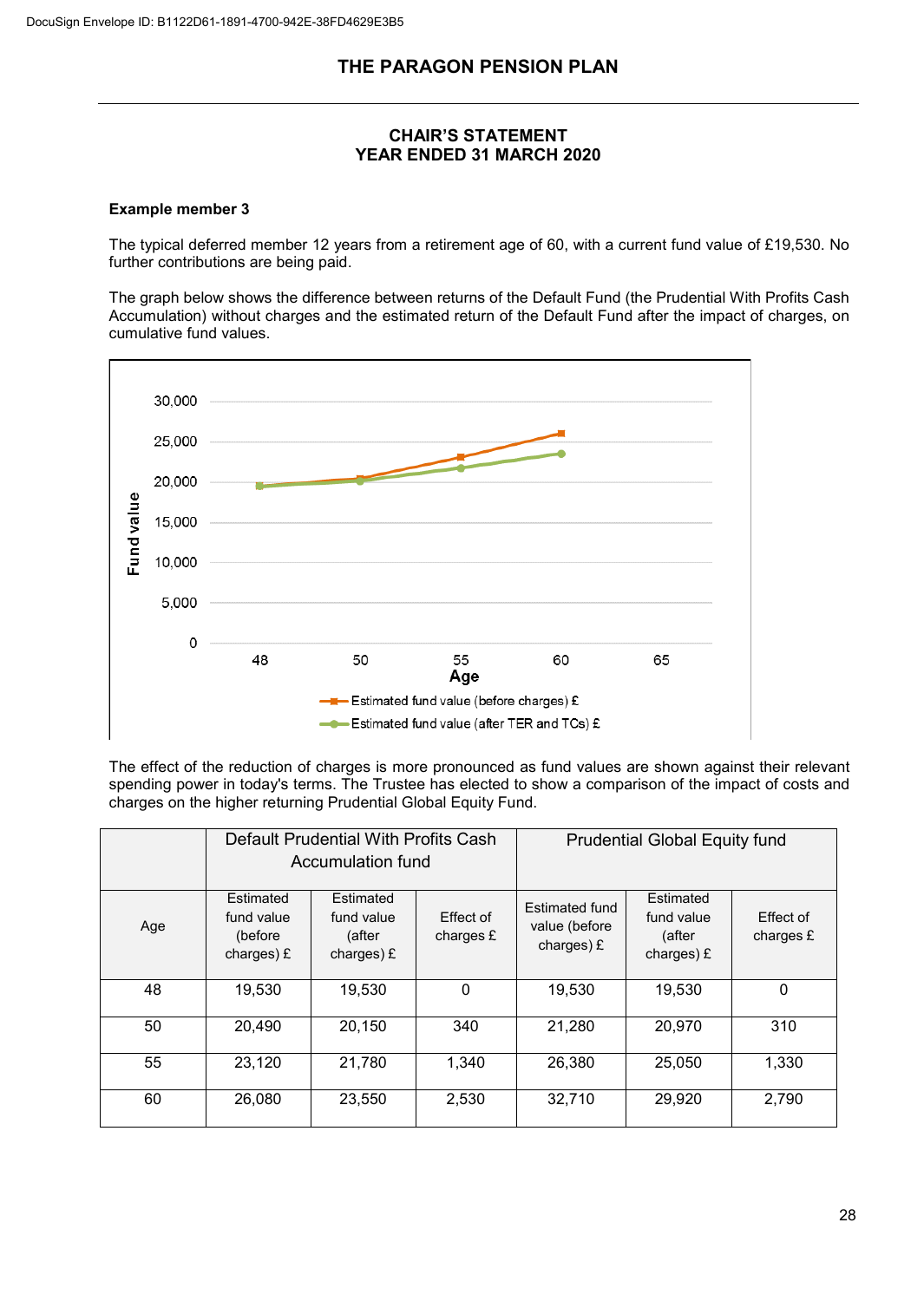## THE PARAGON PENSION PLAN

### CHAIR'S STATEMENT
### YEAR ENDED 31 MARCH 2020

**Example member 3**

The typical deferred member 12 years from a retirement age of 60, with a current fund value of £19,530. No further contributions are being paid.

The graph below shows the difference between returns of the Default Fund (the Prudential With Profits Cash Accumulation) without charges and the estimated return of the Default Fund after the impact of charges, on cumulative fund values.

The effect of the reduction of charges is more pronounced as fund values are shown against their relevant spending power in today's terms. The Trustee has elected to show a comparison of the impact of costs and charges on the higher returning Prudential Global Equity Fund.

| | Default Prudential With Profits Cash Accumulation fund | | | Prudential Global Equity fund | | |
|---|---|---|---|---|---|---|
| Age | Estimated fund value (before charges) £ | Estimated fund value (after charges) £ | Effect of charges £ | Estimated fund value (before charges) £ | Estimated fund value (after charges) £ | Effect of charges £ |
| 48 | 19,530 | 19,530 | 0 | 19,530 | 19,530 | 0 |
| 50 | 20,490 | 20,150 | 340 | 21,280 | 20,970 | 310 |
| 55 | 23,120 | 21,780 | 1,340 | 26,380 | 25,050 | 1,330 |
| 60 | 26,080 | 23,550 | 2,530 | 32,710 | 29,920 | 2,790 |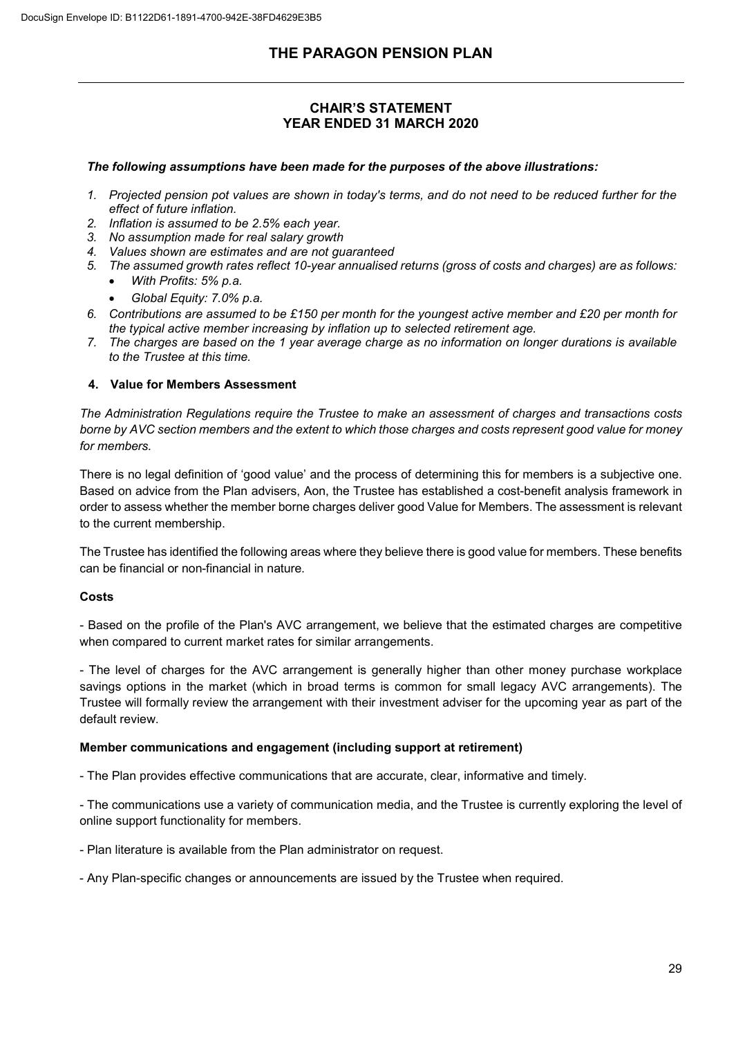***The following assumptions have been made for the purposes of the above illustrations:***

1. *Projected pension pot values are shown in today's terms, and do not need to be reduced further for the effect of future inflation.*
2. *Inflation is assumed to be 2.5% each year.*
3. *No assumption made for real salary growth*
4. *Values shown are estimates and are not guaranteed*
5. *The assumed growth rates reflect 10-year annualised returns (gross of costs and charges) are as follows:*
   - *With Profits: 5% p.a.*
   - *Global Equity: 7.0% p.a.*
6. *Contributions are assumed to be £150 per month for the youngest active member and £20 per month for the typical active member increasing by inflation up to selected retirement age.*
7. *The charges are based on the 1 year average charge as no information on longer durations is available to the Trustee at this time.*

## 4. Value for Members Assessment

*The Administration Regulations require the Trustee to make an assessment of charges and transactions costs borne by AVC section members and the extent to which those charges and costs represent good value for money for members.*

There is no legal definition of 'good value' and the process of determining this for members is a subjective one. Based on advice from the Plan advisers, Aon, the Trustee has established a cost-benefit analysis framework in order to assess whether the member borne charges deliver good Value for Members. The assessment is relevant to the current membership.

The Trustee has identified the following areas where they believe there is good value for members. These benefits can be financial or non-financial in nature.

### Costs

- Based on the profile of the Plan's AVC arrangement, we believe that the estimated charges are competitive when compared to current market rates for similar arrangements.

- The level of charges for the AVC arrangement is generally higher than other money purchase workplace savings options in the market (which in broad terms is common for small legacy AVC arrangements). The Trustee will formally review the arrangement with their investment adviser for the upcoming year as part of the default review.

### Member communications and engagement (including support at retirement)

- The Plan provides effective communications that are accurate, clear, informative and timely.

- The communications use a variety of communication media, and the Trustee is currently exploring the level of online support functionality for members.

- Plan literature is available from the Plan administrator on request.

- Any Plan-specific changes or announcements are issued by the Trustee when required.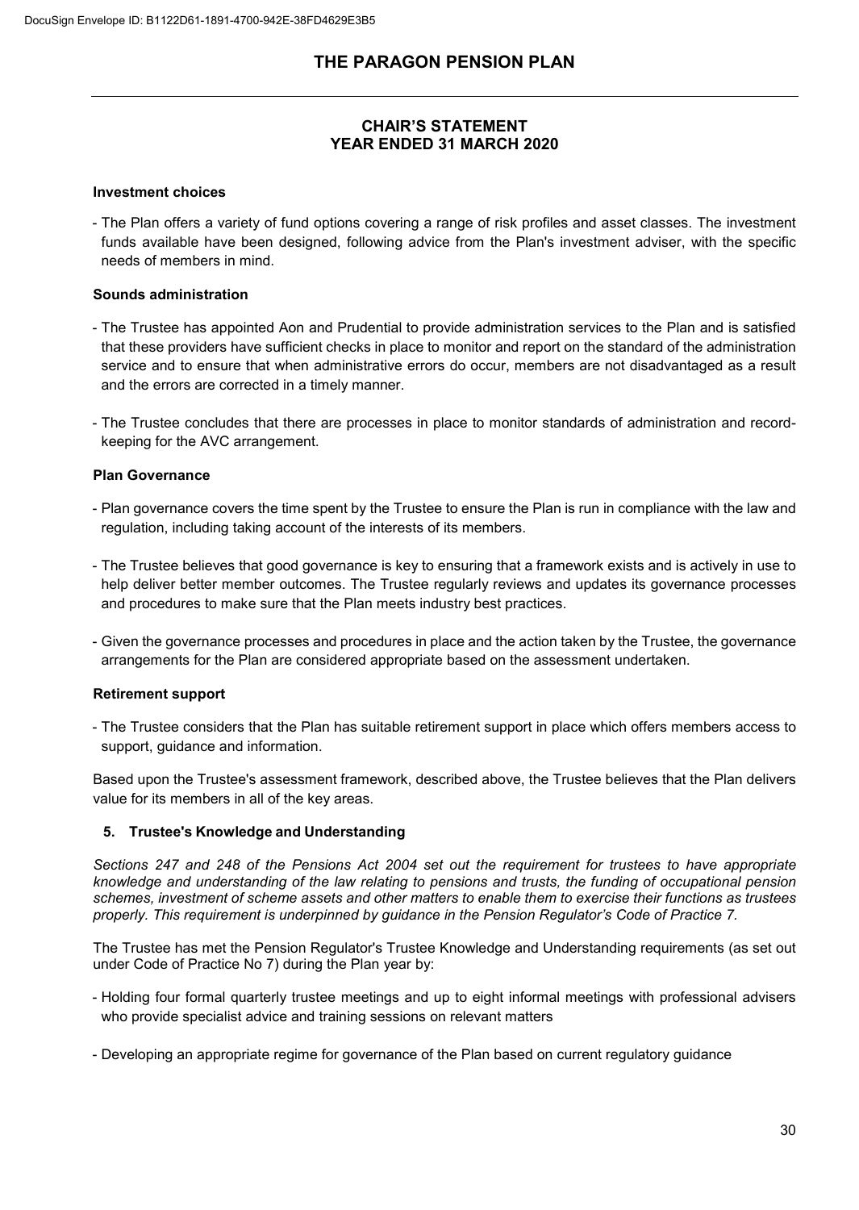**Investment choices**

- The Plan offers a variety of fund options covering a range of risk profiles and asset classes. The investment funds available have been designed, following advice from the Plan's investment adviser, with the specific needs of members in mind.

**Sounds administration**

- The Trustee has appointed Aon and Prudential to provide administration services to the Plan and is satisfied that these providers have sufficient checks in place to monitor and report on the standard of the administration service and to ensure that when administrative errors do occur, members are not disadvantaged as a result and the errors are corrected in a timely manner.

- The Trustee concludes that there are processes in place to monitor standards of administration and record-keeping for the AVC arrangement.

**Plan Governance**

- Plan governance covers the time spent by the Trustee to ensure the Plan is run in compliance with the law and regulation, including taking account of the interests of its members.

- The Trustee believes that good governance is key to ensuring that a framework exists and is actively in use to help deliver better member outcomes. The Trustee regularly reviews and updates its governance processes and procedures to make sure that the Plan meets industry best practices.

- Given the governance processes and procedures in place and the action taken by the Trustee, the governance arrangements for the Plan are considered appropriate based on the assessment undertaken.

**Retirement support**

- The Trustee considers that the Plan has suitable retirement support in place which offers members access to support, guidance and information.

Based upon the Trustee's assessment framework, described above, the Trustee believes that the Plan delivers value for its members in all of the key areas.

## 5. Trustee's Knowledge and Understanding

*Sections 247 and 248 of the Pensions Act 2004 set out the requirement for trustees to have appropriate knowledge and understanding of the law relating to pensions and trusts, the funding of occupational pension schemes, investment of scheme assets and other matters to enable them to exercise their functions as trustees properly. This requirement is underpinned by guidance in the Pension Regulator's Code of Practice 7.*

The Trustee has met the Pension Regulator's Trustee Knowledge and Understanding requirements (as set out under Code of Practice No 7) during the Plan year by:

- Holding four formal quarterly trustee meetings and up to eight informal meetings with professional advisers who provide specialist advice and training sessions on relevant matters

- Developing an appropriate regime for governance of the Plan based on current regulatory guidance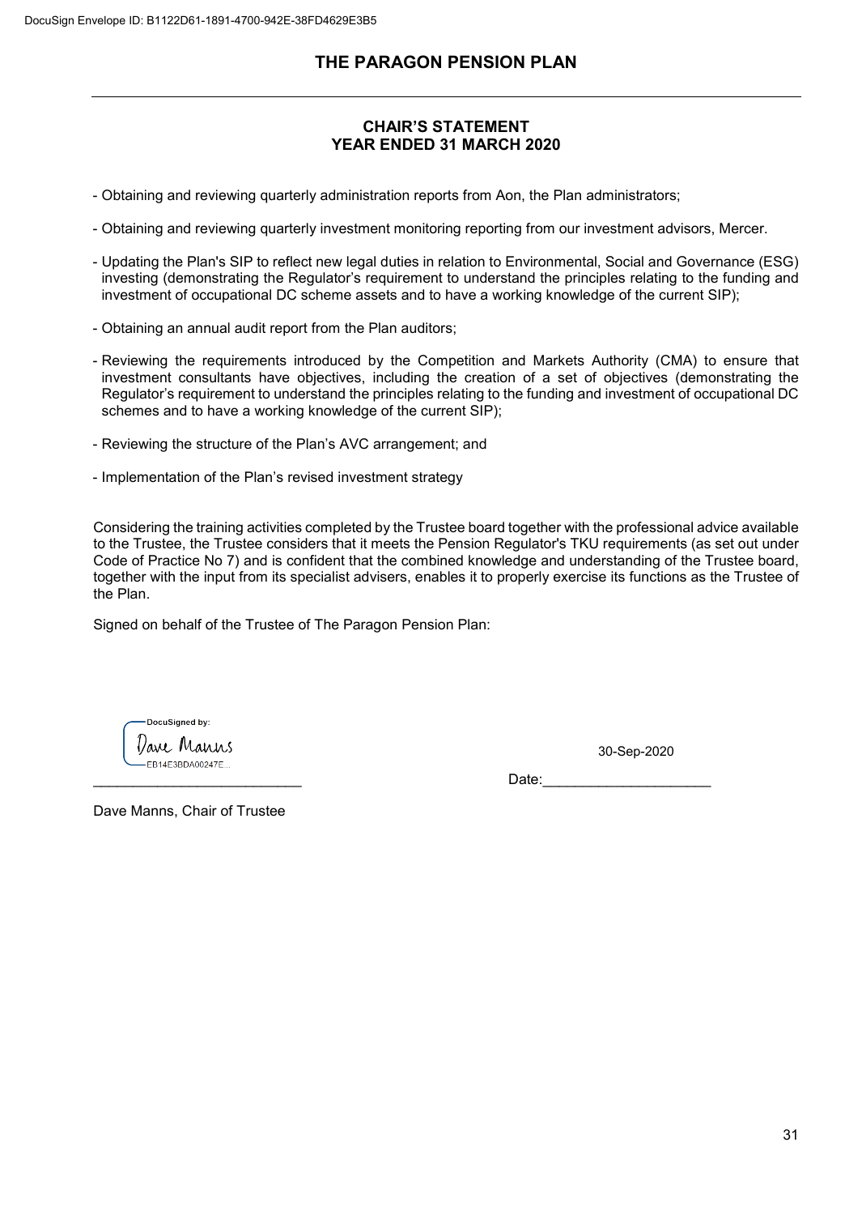# THE PARAGON PENSION PLAN

## CHAIR'S STATEMENT
## YEAR ENDED 31 MARCH 2020

- Obtaining and reviewing quarterly administration reports from Aon, the Plan administrators;
- Obtaining and reviewing quarterly investment monitoring reporting from our investment advisors, Mercer.
- Updating the Plan's SIP to reflect new legal duties in relation to Environmental, Social and Governance (ESG) investing (demonstrating the Regulator's requirement to understand the principles relating to the funding and investment of occupational DC scheme assets and to have a working knowledge of the current SIP);
- Obtaining an annual audit report from the Plan auditors;
- Reviewing the requirements introduced by the Competition and Markets Authority (CMA) to ensure that investment consultants have objectives, including the creation of a set of objectives (demonstrating the Regulator's requirement to understand the principles relating to the funding and investment of occupational DC schemes and to have a working knowledge of the current SIP);
- Reviewing the structure of the Plan's AVC arrangement; and
- Implementation of the Plan's revised investment strategy

Considering the training activities completed by the Trustee board together with the professional advice available to the Trustee, the Trustee considers that it meets the Pension Regulator's TKU requirements (as set out under Code of Practice No 7) and is confident that the combined knowledge and understanding of the Trustee board, together with the input from its specialist advisers, enables it to properly exercise its functions as the Trustee of the Plan.

Signed on behalf of the Trustee of The Paragon Pension Plan:

DocuSigned by:
Dave Manns
EB14E3BDA00247E...

Date: 30-Sep-2020

Dave Manns, Chair of Trustee